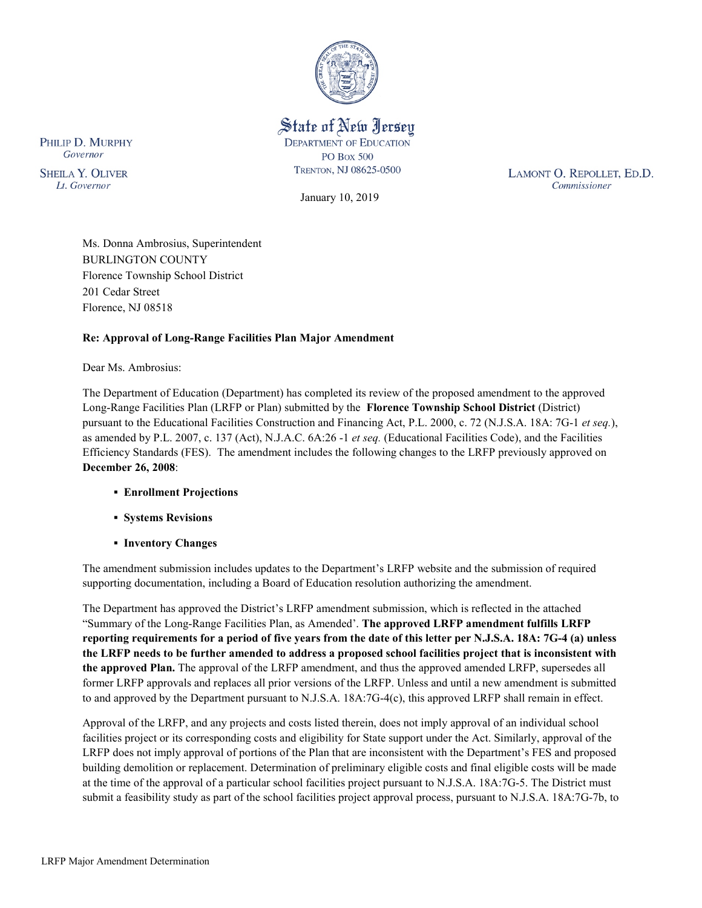State of New Jersey
DEPARTMENT OF EDUCATION
PO BOX 500
TRENTON, NJ 08625-0500

PHILIP D. MURPHY
*Governor*

SHEILA Y. OLIVER
*Lt. Governor*

LAMONT O. REPOLLET, ED.D.
*Commissioner*

January 10, 2019

Ms. Donna Ambrosius, Superintendent
BURLINGTON COUNTY
Florence Township School District
201 Cedar Street
Florence, NJ 08518

**Re: Approval of Long-Range Facilities Plan Major Amendment**

Dear Ms. Ambrosius:

The Department of Education (Department) has completed its review of the proposed amendment to the approved Long-Range Facilities Plan (LRFP or Plan) submitted by the **Florence Township School District** (District) pursuant to the Educational Facilities Construction and Financing Act, P.L. 2000, c. 72 (N.J.S.A. 18A: 7G-1 *et seq.*), as amended by P.L. 2007, c. 137 (Act), N.J.A.C. 6A:26 -1 *et seq.* (Educational Facilities Code), and the Facilities Efficiency Standards (FES). The amendment includes the following changes to the LRFP previously approved on **December 26, 2008**:

- **Enrollment Projections**
- **Systems Revisions**
- **Inventory Changes**

The amendment submission includes updates to the Department's LRFP website and the submission of required supporting documentation, including a Board of Education resolution authorizing the amendment.

The Department has approved the District's LRFP amendment submission, which is reflected in the attached "Summary of the Long-Range Facilities Plan, as Amended'. **The approved LRFP amendment fulfills LRFP reporting requirements for a period of five years from the date of this letter per N.J.S.A. 18A: 7G-4 (a) unless the LRFP needs to be further amended to address a proposed school facilities project that is inconsistent with the approved Plan.** The approval of the LRFP amendment, and thus the approved amended LRFP, supersedes all former LRFP approvals and replaces all prior versions of the LRFP. Unless and until a new amendment is submitted to and approved by the Department pursuant to N.J.S.A. 18A:7G-4(c), this approved LRFP shall remain in effect.

Approval of the LRFP, and any projects and costs listed therein, does not imply approval of an individual school facilities project or its corresponding costs and eligibility for State support under the Act. Similarly, approval of the LRFP does not imply approval of portions of the Plan that are inconsistent with the Department's FES and proposed building demolition or replacement. Determination of preliminary eligible costs and final eligible costs will be made at the time of the approval of a particular school facilities project pursuant to N.J.S.A. 18A:7G-5. The District must submit a feasibility study as part of the school facilities project approval process, pursuant to N.J.S.A. 18A:7G-7b, to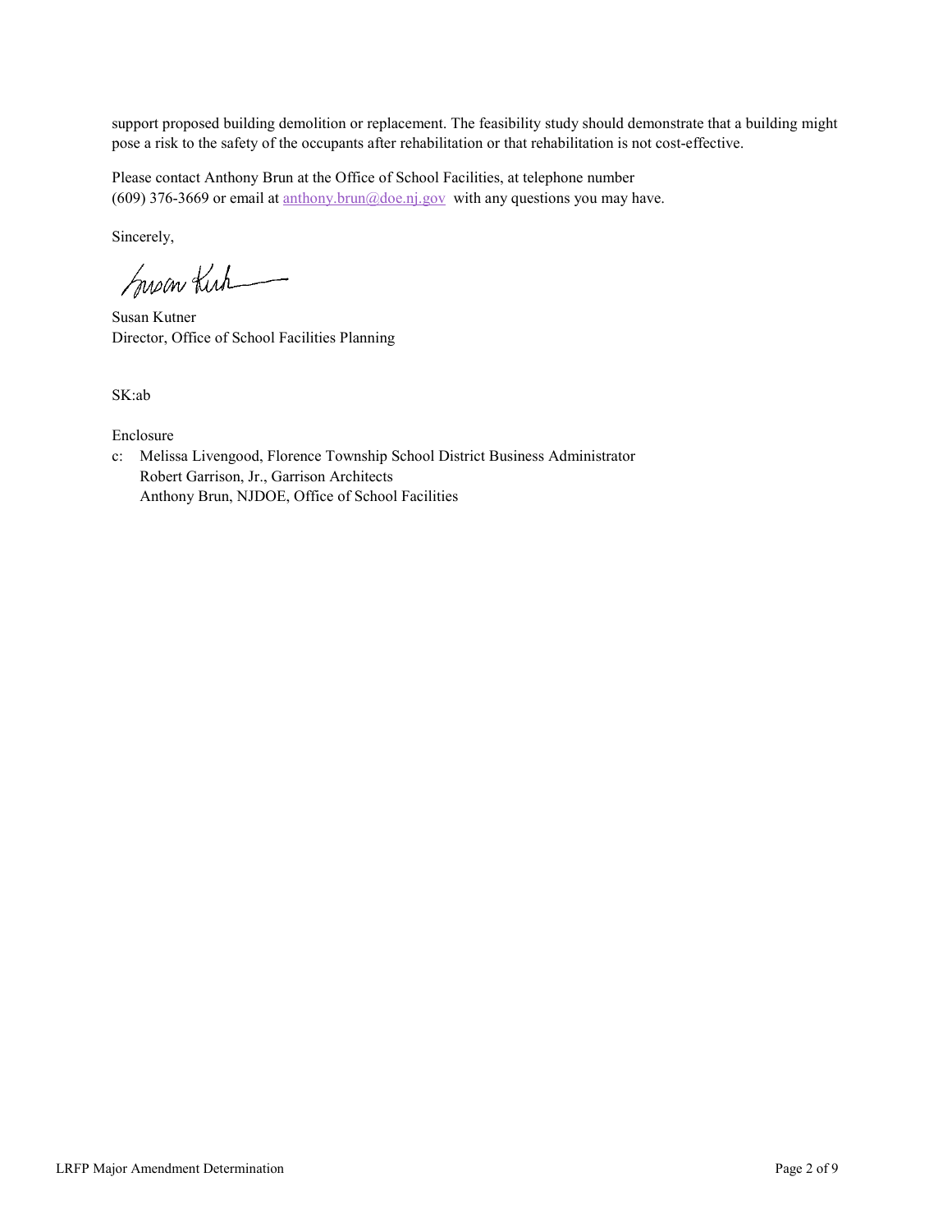support proposed building demolition or replacement. The feasibility study should demonstrate that a building might pose a risk to the safety of the occupants after rehabilitation or that rehabilitation is not cost-effective.

Please contact Anthony Brun at the Office of School Facilities, at telephone number (609) 376-3669 or email at anthony.brun@doe.nj.gov with any questions you may have.

Sincerely,

Susan Kutner
Director, Office of School Facilities Planning

SK:ab

Enclosure

c: Melissa Livengood, Florence Township School District Business Administrator
Robert Garrison, Jr., Garrison Architects
Anthony Brun, NJDOE, Office of School Facilities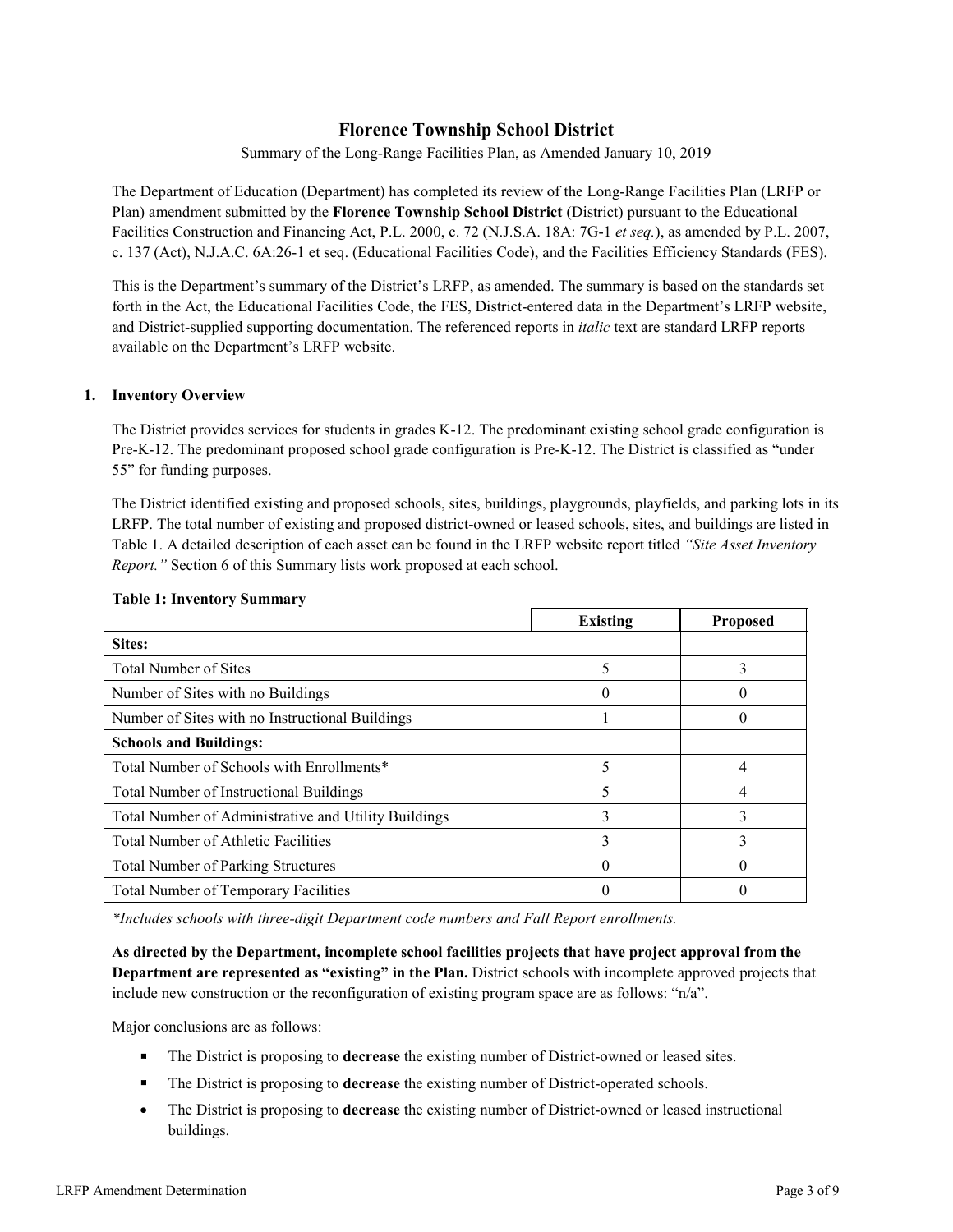# Florence Township School District

Summary of the Long-Range Facilities Plan, as Amended January 10, 2019

The Department of Education (Department) has completed its review of the Long-Range Facilities Plan (LRFP or Plan) amendment submitted by the **Florence Township School District** (District) pursuant to the Educational Facilities Construction and Financing Act, P.L. 2000, c. 72 (N.J.S.A. 18A: 7G-1 *et seq.*), as amended by P.L. 2007, c. 137 (Act), N.J.A.C. 6A:26-1 et seq. (Educational Facilities Code), and the Facilities Efficiency Standards (FES).

This is the Department's summary of the District's LRFP, as amended. The summary is based on the standards set forth in the Act, the Educational Facilities Code, the FES, District-entered data in the Department's LRFP website, and District-supplied supporting documentation. The referenced reports in *italic* text are standard LRFP reports available on the Department's LRFP website.

## 1. Inventory Overview

The District provides services for students in grades K-12. The predominant existing school grade configuration is Pre-K-12. The predominant proposed school grade configuration is Pre-K-12. The District is classified as "under 55" for funding purposes.

The District identified existing and proposed schools, sites, buildings, playgrounds, playfields, and parking lots in its LRFP. The total number of existing and proposed district-owned or leased schools, sites, and buildings are listed in Table 1. A detailed description of each asset can be found in the LRFP website report titled *"Site Asset Inventory Report."* Section 6 of this Summary lists work proposed at each school.

**Table 1: Inventory Summary**

| | Existing | Proposed |
|---|---|---|
| **Sites:** | | |
| Total Number of Sites | 5 | 3 |
| Number of Sites with no Buildings | 0 | 0 |
| Number of Sites with no Instructional Buildings | 1 | 0 |
| **Schools and Buildings:** | | |
| Total Number of Schools with Enrollments* | 5 | 4 |
| Total Number of Instructional Buildings | 5 | 4 |
| Total Number of Administrative and Utility Buildings | 3 | 3 |
| Total Number of Athletic Facilities | 3 | 3 |
| Total Number of Parking Structures | 0 | 0 |
| Total Number of Temporary Facilities | 0 | 0 |

*\*Includes schools with three-digit Department code numbers and Fall Report enrollments.*

**As directed by the Department, incomplete school facilities projects that have project approval from the Department are represented as "existing" in the Plan.** District schools with incomplete approved projects that include new construction or the reconfiguration of existing program space are as follows: "n/a".

Major conclusions are as follows:

- The District is proposing to **decrease** the existing number of District-owned or leased sites.
- The District is proposing to **decrease** the existing number of District-operated schools.
- The District is proposing to **decrease** the existing number of District-owned or leased instructional buildings.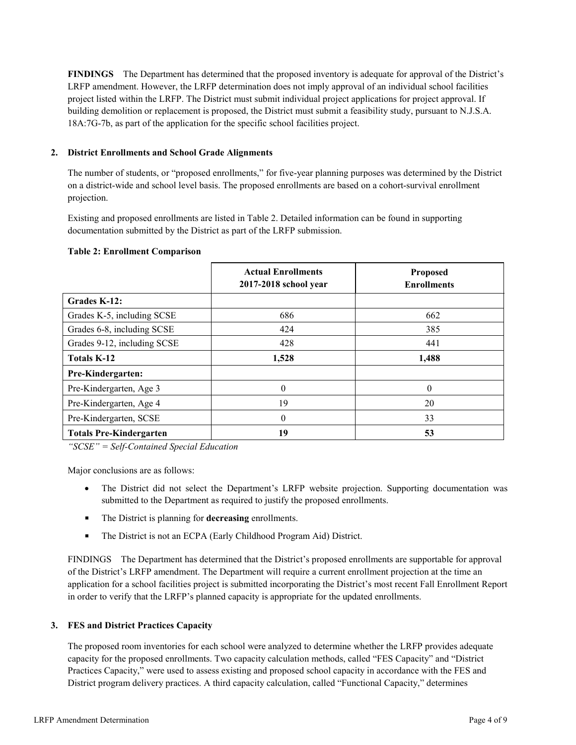**FINDINGS** The Department has determined that the proposed inventory is adequate for approval of the District's LRFP amendment. However, the LRFP determination does not imply approval of an individual school facilities project listed within the LRFP. The District must submit individual project applications for project approval. If building demolition or replacement is proposed, the District must submit a feasibility study, pursuant to N.J.S.A. 18A:7G-7b, as part of the application for the specific school facilities project.

## 2. District Enrollments and School Grade Alignments

The number of students, or "proposed enrollments," for five-year planning purposes was determined by the District on a district-wide and school level basis. The proposed enrollments are based on a cohort-survival enrollment projection.

Existing and proposed enrollments are listed in Table 2. Detailed information can be found in supporting documentation submitted by the District as part of the LRFP submission.

**Table 2: Enrollment Comparison**

| | Actual Enrollments 2017-2018 school year | Proposed Enrollments |
|---|---|---|
| **Grades K-12:** | | |
| Grades K-5, including SCSE | 686 | 662 |
| Grades 6-8, including SCSE | 424 | 385 |
| Grades 9-12, including SCSE | 428 | 441 |
| **Totals K-12** | **1,528** | **1,488** |
| **Pre-Kindergarten:** | | |
| Pre-Kindergarten, Age 3 | 0 | 0 |
| Pre-Kindergarten, Age 4 | 19 | 20 |
| Pre-Kindergarten, SCSE | 0 | 33 |
| **Totals Pre-Kindergarten** | **19** | **53** |

*"SCSE" = Self-Contained Special Education*

Major conclusions are as follows:

- The District did not select the Department's LRFP website projection. Supporting documentation was submitted to the Department as required to justify the proposed enrollments.
- The District is planning for **decreasing** enrollments.
- The District is not an ECPA (Early Childhood Program Aid) District.

FINDINGS The Department has determined that the District's proposed enrollments are supportable for approval of the District's LRFP amendment. The Department will require a current enrollment projection at the time an application for a school facilities project is submitted incorporating the District's most recent Fall Enrollment Report in order to verify that the LRFP's planned capacity is appropriate for the updated enrollments.

## 3. FES and District Practices Capacity

The proposed room inventories for each school were analyzed to determine whether the LRFP provides adequate capacity for the proposed enrollments. Two capacity calculation methods, called "FES Capacity" and "District Practices Capacity," were used to assess existing and proposed school capacity in accordance with the FES and District program delivery practices. A third capacity calculation, called "Functional Capacity," determines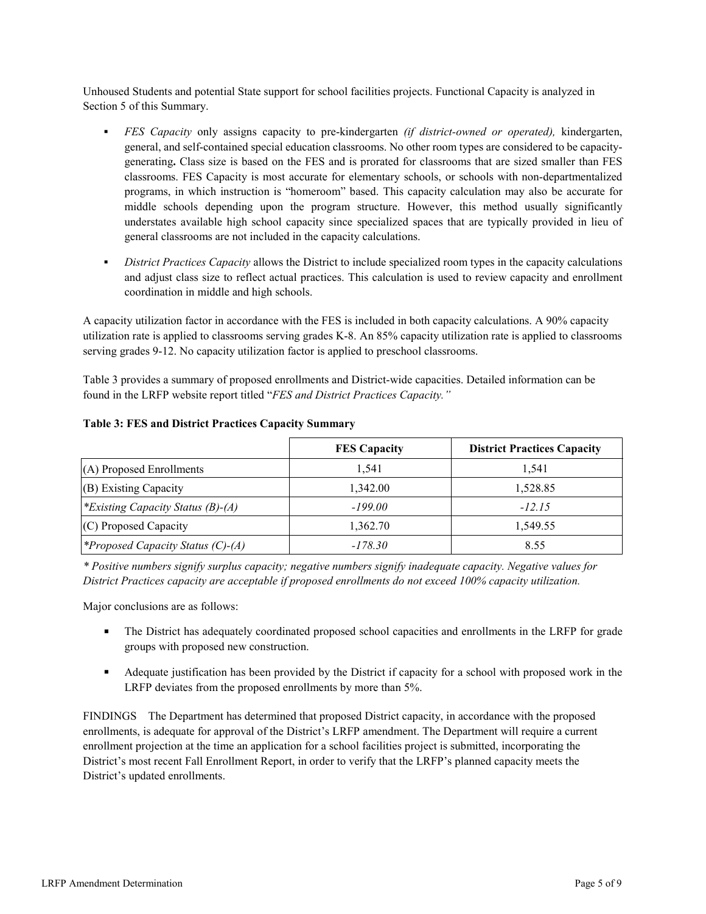Unhoused Students and potential State support for school facilities projects. Functional Capacity is analyzed in Section 5 of this Summary.

- *FES Capacity* only assigns capacity to pre-kindergarten *(if district-owned or operated),* kindergarten, general, and self-contained special education classrooms. No other room types are considered to be capacity-generating**.** Class size is based on the FES and is prorated for classrooms that are sized smaller than FES classrooms. FES Capacity is most accurate for elementary schools, or schools with non-departmentalized programs, in which instruction is "homeroom" based. This capacity calculation may also be accurate for middle schools depending upon the program structure. However, this method usually significantly understates available high school capacity since specialized spaces that are typically provided in lieu of general classrooms are not included in the capacity calculations.

- *District Practices Capacity* allows the District to include specialized room types in the capacity calculations and adjust class size to reflect actual practices. This calculation is used to review capacity and enrollment coordination in middle and high schools.

A capacity utilization factor in accordance with the FES is included in both capacity calculations. A 90% capacity utilization rate is applied to classrooms serving grades K-8. An 85% capacity utilization rate is applied to classrooms serving grades 9-12. No capacity utilization factor is applied to preschool classrooms.

Table 3 provides a summary of proposed enrollments and District-wide capacities. Detailed information can be found in the LRFP website report titled "*FES and District Practices Capacity.*"

**Table 3: FES and District Practices Capacity Summary**

| | FES Capacity | District Practices Capacity |
|---|---|---|
| (A) Proposed Enrollments | 1,541 | 1,541 |
| (B) Existing Capacity | 1,342.00 | 1,528.85 |
| *\*Existing Capacity Status (B)-(A)* | *-199.00* | *-12.15* |
| (C) Proposed Capacity | 1,362.70 | 1,549.55 |
| *\*Proposed Capacity Status (C)-(A)* | *-178.30* | 8.55 |

*\* Positive numbers signify surplus capacity; negative numbers signify inadequate capacity. Negative values for District Practices capacity are acceptable if proposed enrollments do not exceed 100% capacity utilization.*

Major conclusions are as follows:

- The District has adequately coordinated proposed school capacities and enrollments in the LRFP for grade groups with proposed new construction.

- Adequate justification has been provided by the District if capacity for a school with proposed work in the LRFP deviates from the proposed enrollments by more than 5%.

FINDINGS The Department has determined that proposed District capacity, in accordance with the proposed enrollments, is adequate for approval of the District's LRFP amendment. The Department will require a current enrollment projection at the time an application for a school facilities project is submitted, incorporating the District's most recent Fall Enrollment Report, in order to verify that the LRFP's planned capacity meets the District's updated enrollments.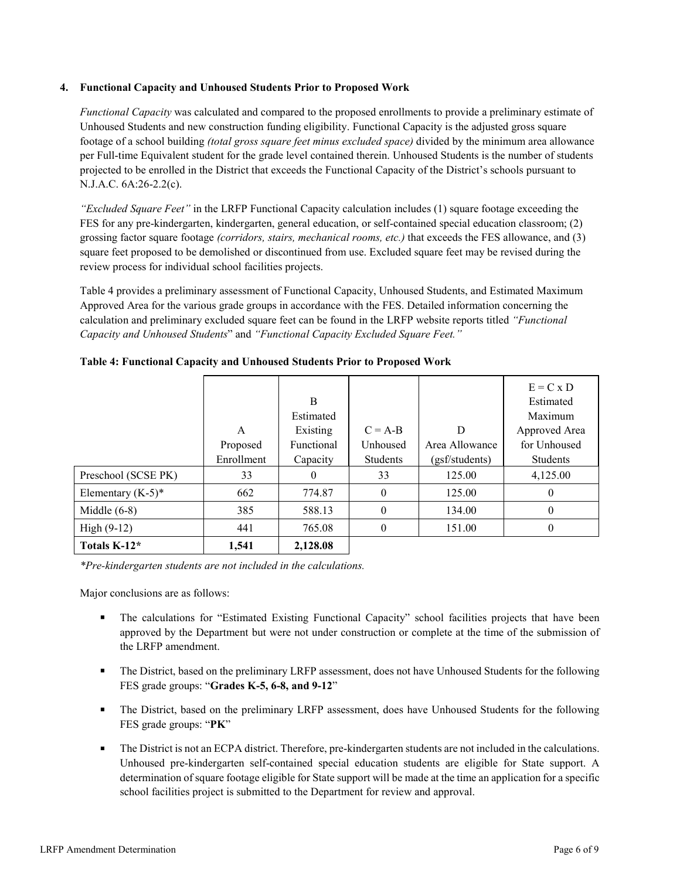**4. Functional Capacity and Unhoused Students Prior to Proposed Work**

*Functional Capacity* was calculated and compared to the proposed enrollments to provide a preliminary estimate of Unhoused Students and new construction funding eligibility. Functional Capacity is the adjusted gross square footage of a school building *(total gross square feet minus excluded space)* divided by the minimum area allowance per Full-time Equivalent student for the grade level contained therein. Unhoused Students is the number of students projected to be enrolled in the District that exceeds the Functional Capacity of the District's schools pursuant to N.J.A.C. 6A:26-2.2(c).

*"Excluded Square Feet"* in the LRFP Functional Capacity calculation includes (1) square footage exceeding the FES for any pre-kindergarten, kindergarten, general education, or self-contained special education classroom; (2) grossing factor square footage *(corridors, stairs, mechanical rooms, etc.)* that exceeds the FES allowance, and (3) square feet proposed to be demolished or discontinued from use. Excluded square feet may be revised during the review process for individual school facilities projects.

Table 4 provides a preliminary assessment of Functional Capacity, Unhoused Students, and Estimated Maximum Approved Area for the various grade groups in accordance with the FES. Detailed information concerning the calculation and preliminary excluded square feet can be found in the LRFP website reports titled *"Functional Capacity and Unhoused Students"* and *"Functional Capacity Excluded Square Feet."*

**Table 4: Functional Capacity and Unhoused Students Prior to Proposed Work**

| | A Proposed Enrollment | B Estimated Existing Functional Capacity | C = A-B Unhoused Students | D Area Allowance (gsf/students) | E = C x D Estimated Maximum Approved Area for Unhoused Students |
|---|---|---|---|---|---|
| Preschool (SCSE PK) | 33 | 0 | 33 | 125.00 | 4,125.00 |
| Elementary (K-5)* | 662 | 774.87 | 0 | 125.00 | 0 |
| Middle (6-8) | 385 | 588.13 | 0 | 134.00 | 0 |
| High (9-12) | 441 | 765.08 | 0 | 151.00 | 0 |
| **Totals K-12*** | **1,541** | **2,128.08** | | | |

*\*Pre-kindergarten students are not included in the calculations.*

Major conclusions are as follows:

- The calculations for "Estimated Existing Functional Capacity" school facilities projects that have been approved by the Department but were not under construction or complete at the time of the submission of the LRFP amendment.
- The District, based on the preliminary LRFP assessment, does not have Unhoused Students for the following FES grade groups: "**Grades K-5, 6-8, and 9-12**"
- The District, based on the preliminary LRFP assessment, does have Unhoused Students for the following FES grade groups: "**PK**"
- The District is not an ECPA district. Therefore, pre-kindergarten students are not included in the calculations. Unhoused pre-kindergarten self-contained special education students are eligible for State support. A determination of square footage eligible for State support will be made at the time an application for a specific school facilities project is submitted to the Department for review and approval.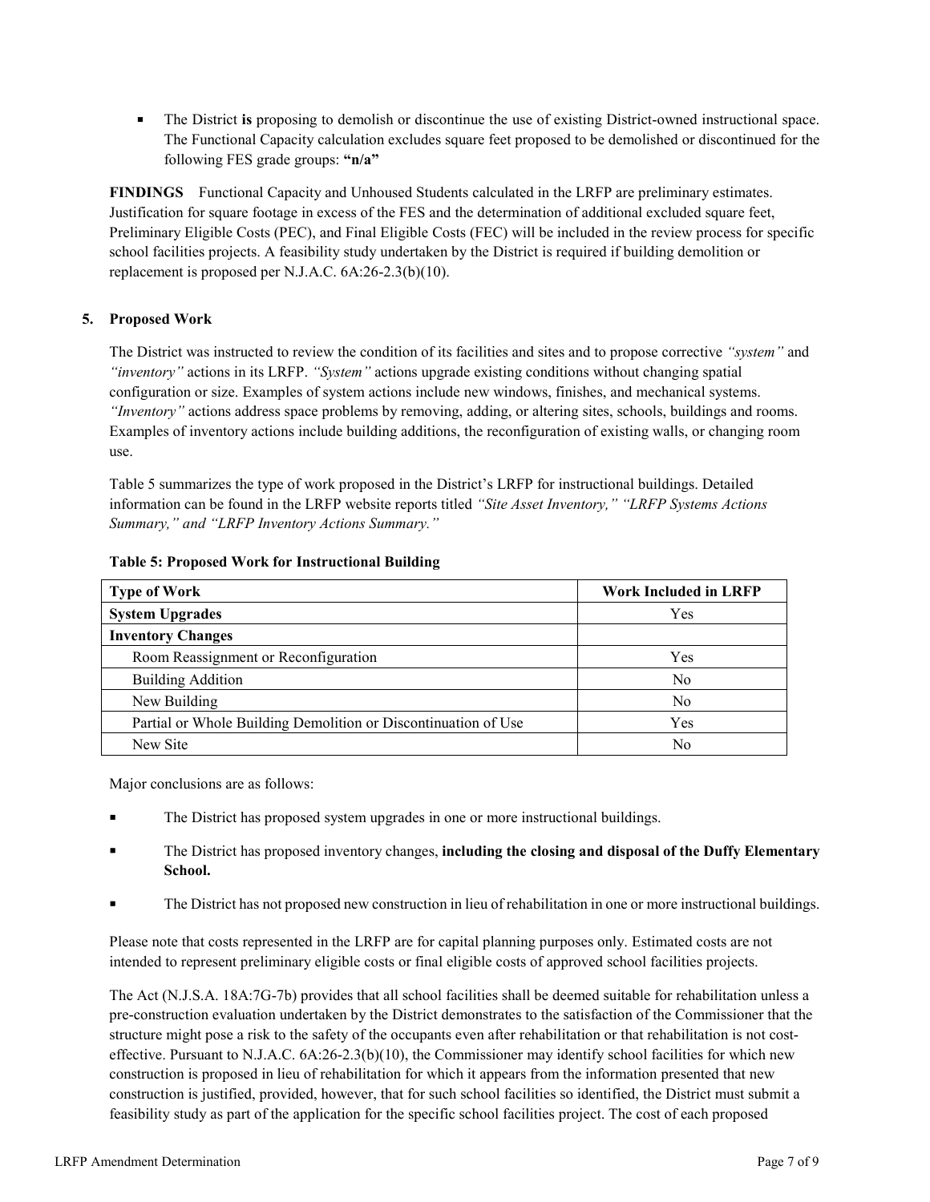- The District **is** proposing to demolish or discontinue the use of existing District-owned instructional space. The Functional Capacity calculation excludes square feet proposed to be demolished or discontinued for the following FES grade groups: **"n/a"**

**FINDINGS** Functional Capacity and Unhoused Students calculated in the LRFP are preliminary estimates. Justification for square footage in excess of the FES and the determination of additional excluded square feet, Preliminary Eligible Costs (PEC), and Final Eligible Costs (FEC) will be included in the review process for specific school facilities projects. A feasibility study undertaken by the District is required if building demolition or replacement is proposed per N.J.A.C. 6A:26-2.3(b)(10).

### 5. Proposed Work

The District was instructed to review the condition of its facilities and sites and to propose corrective *"system"* and *"inventory"* actions in its LRFP. *"System"* actions upgrade existing conditions without changing spatial configuration or size. Examples of system actions include new windows, finishes, and mechanical systems. *"Inventory"* actions address space problems by removing, adding, or altering sites, schools, buildings and rooms. Examples of inventory actions include building additions, the reconfiguration of existing walls, or changing room use.

Table 5 summarizes the type of work proposed in the District's LRFP for instructional buildings. Detailed information can be found in the LRFP website reports titled *"Site Asset Inventory," "LRFP Systems Actions Summary," and "LRFP Inventory Actions Summary."*

**Table 5: Proposed Work for Instructional Building**

| Type of Work | Work Included in LRFP |
|---|---|
| **System Upgrades** | Yes |
| **Inventory Changes** | |
| Room Reassignment or Reconfiguration | Yes |
| Building Addition | No |
| New Building | No |
| Partial or Whole Building Demolition or Discontinuation of Use | Yes |
| New Site | No |

Major conclusions are as follows:

- The District has proposed system upgrades in one or more instructional buildings.
- The District has proposed inventory changes, **including the closing and disposal of the Duffy Elementary School.**
- The District has not proposed new construction in lieu of rehabilitation in one or more instructional buildings.

Please note that costs represented in the LRFP are for capital planning purposes only. Estimated costs are not intended to represent preliminary eligible costs or final eligible costs of approved school facilities projects.

The Act (N.J.S.A. 18A:7G-7b) provides that all school facilities shall be deemed suitable for rehabilitation unless a pre-construction evaluation undertaken by the District demonstrates to the satisfaction of the Commissioner that the structure might pose a risk to the safety of the occupants even after rehabilitation or that rehabilitation is not cost-effective. Pursuant to N.J.A.C. 6A:26-2.3(b)(10), the Commissioner may identify school facilities for which new construction is proposed in lieu of rehabilitation for which it appears from the information presented that new construction is justified, provided, however, that for such school facilities so identified, the District must submit a feasibility study as part of the application for the specific school facilities project. The cost of each proposed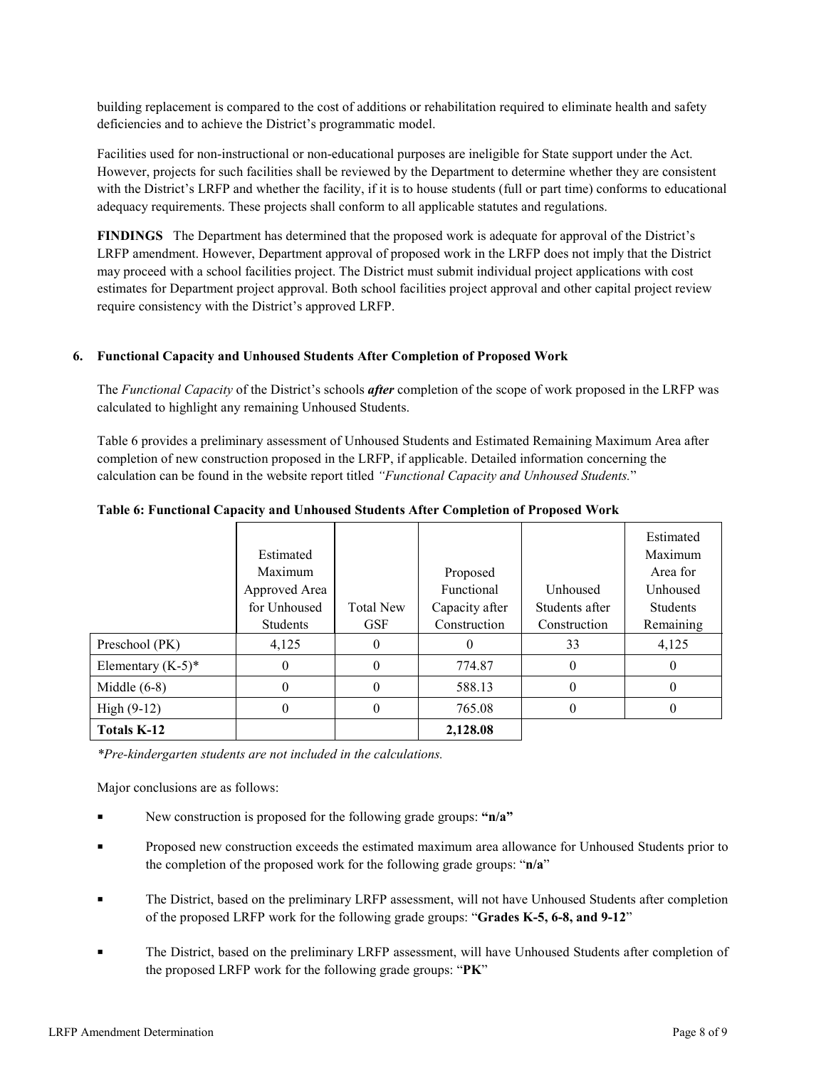building replacement is compared to the cost of additions or rehabilitation required to eliminate health and safety deficiencies and to achieve the District's programmatic model.

Facilities used for non-instructional or non-educational purposes are ineligible for State support under the Act. However, projects for such facilities shall be reviewed by the Department to determine whether they are consistent with the District's LRFP and whether the facility, if it is to house students (full or part time) conforms to educational adequacy requirements. These projects shall conform to all applicable statutes and regulations.

**FINDINGS** The Department has determined that the proposed work is adequate for approval of the District's LRFP amendment. However, Department approval of proposed work in the LRFP does not imply that the District may proceed with a school facilities project. The District must submit individual project applications with cost estimates for Department project approval. Both school facilities project approval and other capital project review require consistency with the District's approved LRFP.

**6. Functional Capacity and Unhoused Students After Completion of Proposed Work**

The *Functional Capacity* of the District's schools ***after*** completion of the scope of work proposed in the LRFP was calculated to highlight any remaining Unhoused Students.

Table 6 provides a preliminary assessment of Unhoused Students and Estimated Remaining Maximum Area after completion of new construction proposed in the LRFP, if applicable. Detailed information concerning the calculation can be found in the website report titled *"Functional Capacity and Unhoused Students."*

**Table 6: Functional Capacity and Unhoused Students After Completion of Proposed Work**

| | Estimated Maximum Approved Area for Unhoused Students | Total New GSF | Proposed Functional Capacity after Construction | Unhoused Students after Construction | Estimated Maximum Area for Unhoused Students Remaining |
|---|---|---|---|---|---|
| Preschool (PK) | 4,125 | 0 | 0 | 33 | 4,125 |
| Elementary (K-5)* | 0 | 0 | 774.87 | 0 | 0 |
| Middle (6-8) | 0 | 0 | 588.13 | 0 | 0 |
| High (9-12) | 0 | 0 | 765.08 | 0 | 0 |
| **Totals K-12** | | | **2,128.08** | | |

*\*Pre-kindergarten students are not included in the calculations.*

Major conclusions are as follows:

- New construction is proposed for the following grade groups: **"n/a"**
- Proposed new construction exceeds the estimated maximum area allowance for Unhoused Students prior to the completion of the proposed work for the following grade groups: "**n/a**"
- The District, based on the preliminary LRFP assessment, will not have Unhoused Students after completion of the proposed LRFP work for the following grade groups: "**Grades K-5, 6-8, and 9-12**"
- The District, based on the preliminary LRFP assessment, will have Unhoused Students after completion of the proposed LRFP work for the following grade groups: "**PK**"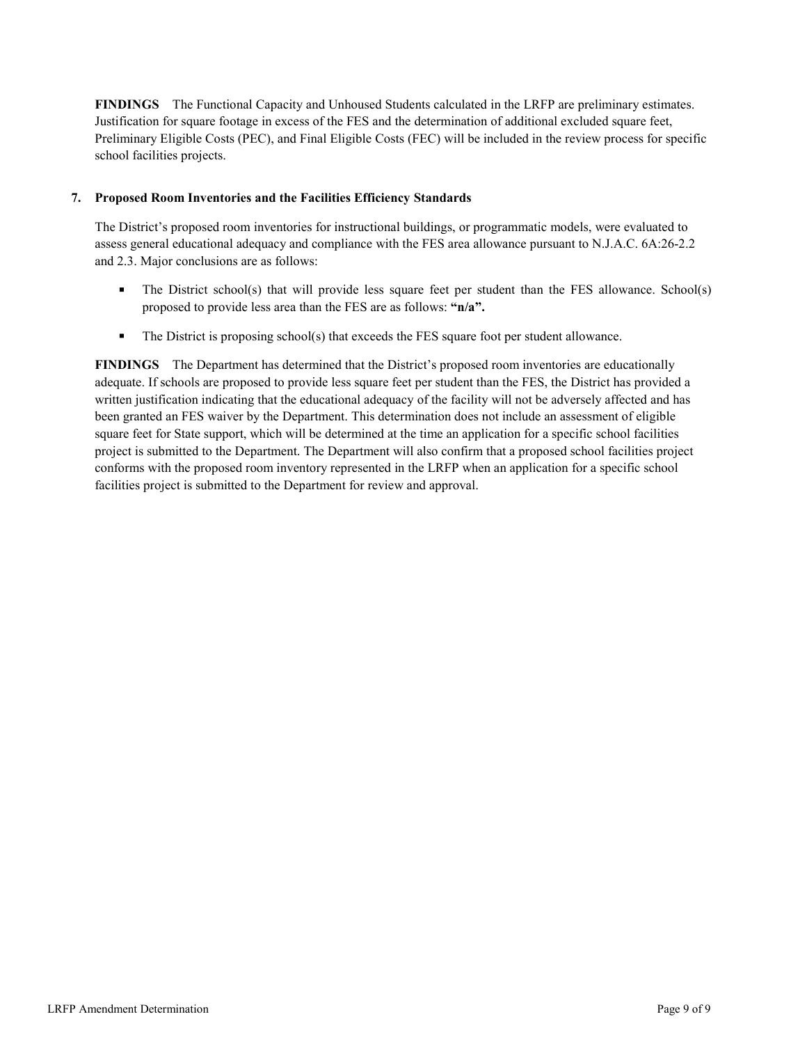**FINDINGS** The Functional Capacity and Unhoused Students calculated in the LRFP are preliminary estimates. Justification for square footage in excess of the FES and the determination of additional excluded square feet, Preliminary Eligible Costs (PEC), and Final Eligible Costs (FEC) will be included in the review process for specific school facilities projects.

**7. Proposed Room Inventories and the Facilities Efficiency Standards**

The District's proposed room inventories for instructional buildings, or programmatic models, were evaluated to assess general educational adequacy and compliance with the FES area allowance pursuant to N.J.A.C. 6A:26-2.2 and 2.3. Major conclusions are as follows:

- The District school(s) that will provide less square feet per student than the FES allowance. School(s) proposed to provide less area than the FES are as follows: **"n/a".**
- The District is proposing school(s) that exceeds the FES square foot per student allowance.

**FINDINGS** The Department has determined that the District's proposed room inventories are educationally adequate. If schools are proposed to provide less square feet per student than the FES, the District has provided a written justification indicating that the educational adequacy of the facility will not be adversely affected and has been granted an FES waiver by the Department. This determination does not include an assessment of eligible square feet for State support, which will be determined at the time an application for a specific school facilities project is submitted to the Department. The Department will also confirm that a proposed school facilities project conforms with the proposed room inventory represented in the LRFP when an application for a specific school facilities project is submitted to the Department for review and approval.